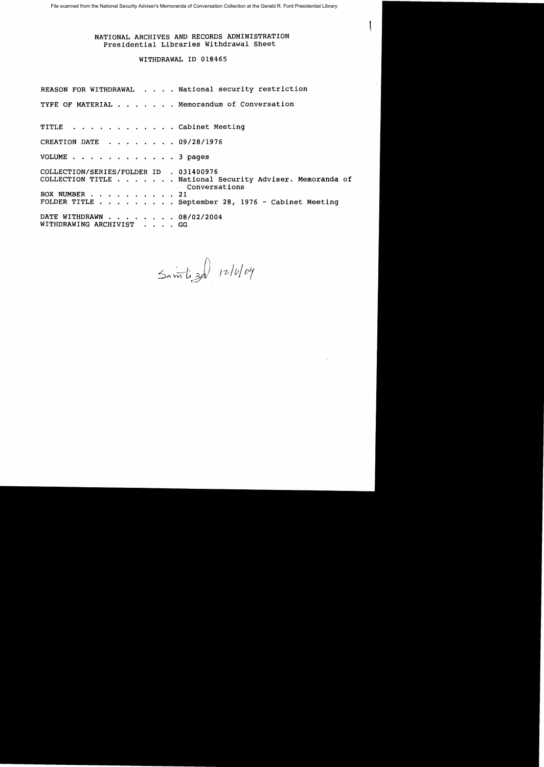File scanned from the National Security Adviser's Memoranda of Conversation Collection at the Gerald R. Ford Presidential Library

NATIONAL ARCHIVES AND RECORDS ADMINISTRATION
Presidential Libraries Withdrawal Sheet

WITHDRAWAL ID 018465

REASON FOR WITHDRAWAL . . . . National security restriction

TYPE OF MATERIAL . . . . . . . Memorandum of Conversation

TITLE . . . . . . . . . . . . Cabinet Meeting

CREATION DATE . . . . . . . . 09/28/1976

VOLUME . . . . . . . . . . . . 3 pages

COLLECTION/SERIES/FOLDER ID . 031400976
COLLECTION TITLE . . . . . . . National Security Adviser. Memoranda of Conversations
BOX NUMBER . . . . . . . . . . 21
FOLDER TITLE . . . . . . . . . September 28, 1976 - Cabinet Meeting

DATE WITHDRAWN . . . . . . . . 08/02/2004
WITHDRAWING ARCHIVIST . . . . GG

Sanitized 12/6/04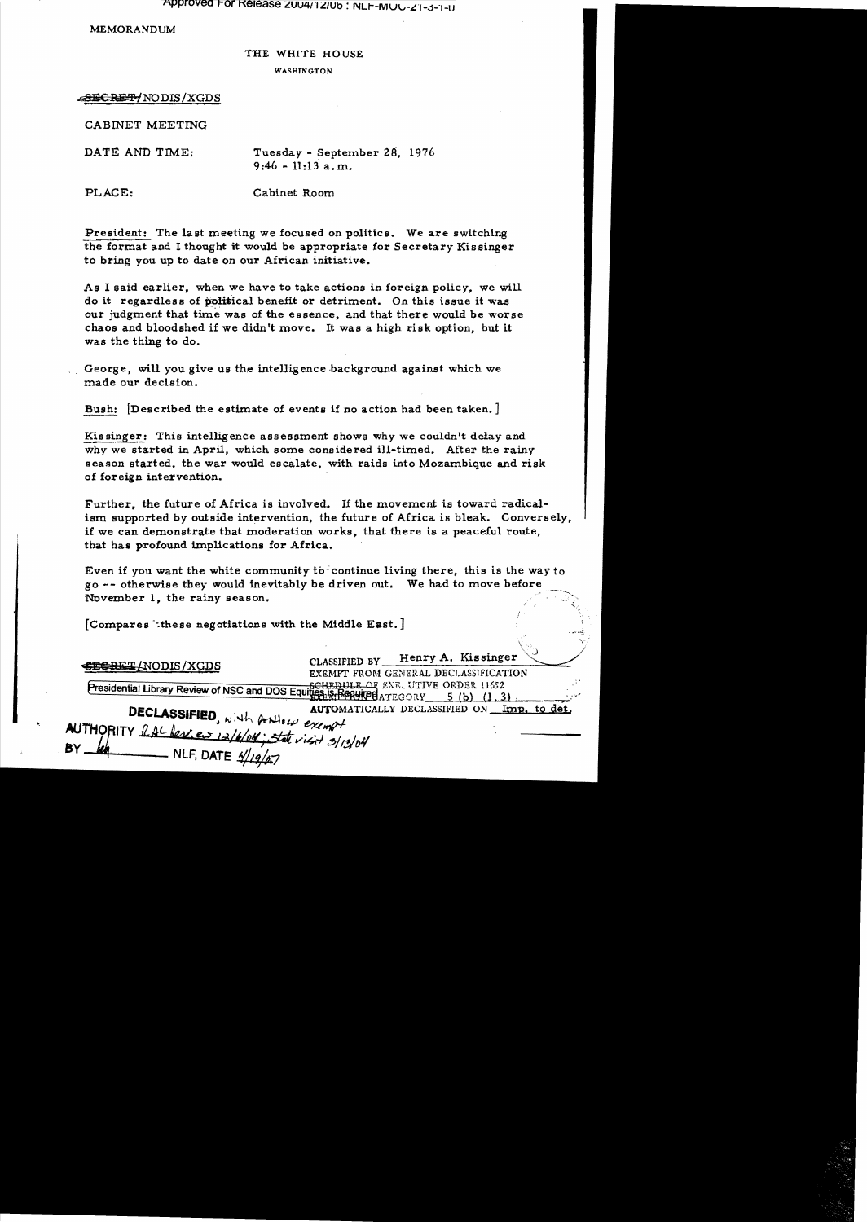MEMORANDUM

THE WHITE HOUSE

WASHINGTON

~~SECRET~~/NODIS/XGDS

CABINET MEETING

DATE AND TIME: Tuesday - September 28, 1976
9:46 - 11:13 a.m.

PLACE: Cabinet Room

President: The last meeting we focused on politics. We are switching the format and I thought it would be appropriate for Secretary Kissinger to bring you up to date on our African initiative.

As I said earlier, when we have to take actions in foreign policy, we will do it regardless of political benefit or detriment. On this issue it was our judgment that time was of the essence, and that there would be worse chaos and bloodshed if we didn't move. It was a high risk option, but it was the thing to do.

George, will you give us the intelligence background against which we made our decision.

Bush: [Described the estimate of events if no action had been taken.]

Kissinger: This intelligence assessment shows why we couldn't delay and why we started in April, which some considered ill-timed. After the rainy season started, the war would escalate, with raids into Mozambique and risk of foreign intervention.

Further, the future of Africa is involved. If the movement is toward radicalism supported by outside intervention, the future of Africa is bleak. Conversely, if we can demonstrate that moderation works, that there is a peaceful route, that has profound implications for Africa.

Even if you want the white community to continue living there, this is the way to go -- otherwise they would inevitably be driven out. We had to move before November 1, the rainy season.

[Compares these negotiations with the Middle East.]

~~SECRET~~/NODIS/XGDS

CLASSIFIED BY Henry A. Kissinger
EXEMPT FROM GENERAL DECLASSIFICATION SCHEDULE OF EXECUTIVE ORDER 11652
EXEMPTION CATEGORY 5 (b) (1, 3)
AUTOMATICALLY DECLASSIFIED ON Imp. to det.

Presidential Library Review of NSC and DOS Equities is Required

DECLASSIFIED, with portions exempt
AUTHORITY RAC Review 12/6/04; State visit 3/13/04
BY [initials] NLF, DATE 4/19/07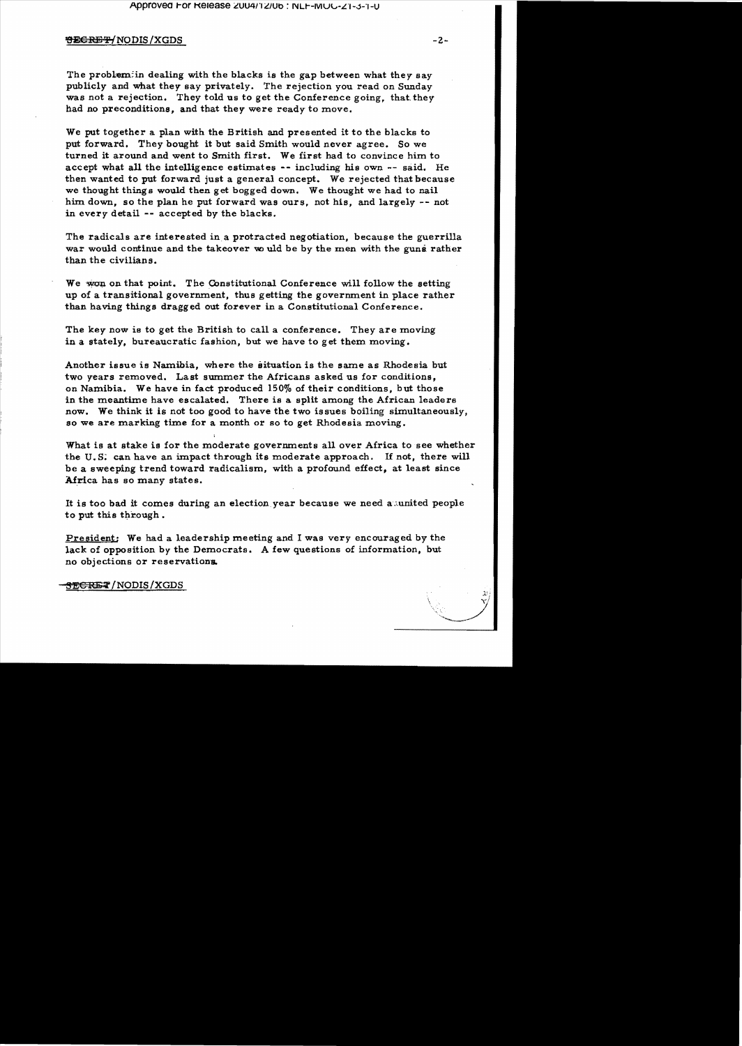The problem in dealing with the blacks is the gap between what they say publicly and what they say privately. The rejection you read on Sunday was not a rejection. They told us to get the Conference going, that they had no preconditions, and that they were ready to move.

We put together a plan with the British and presented it to the blacks to put forward. They bought it but said Smith would never agree. So we turned it around and went to Smith first. We first had to convince him to accept what all the intelligence estimates -- including his own -- said. He then wanted to put forward just a general concept. We rejected that because we thought things would then get bogged down. We thought we had to nail him down, so the plan he put forward was ours, not his, and largely -- not in every detail -- accepted by the blacks.

The radicals are interested in a protracted negotiation, because the guerrilla war would continue and the takeover would be by the men with the guns rather than the civilians.

We won on that point. The Constitutional Conference will follow the setting up of a transitional government, thus getting the government in place rather than having things dragged out forever in a Constitutional Conference.

The key now is to get the British to call a conference. They are moving in a stately, bureaucratic fashion, but we have to get them moving.

Another issue is Namibia, where the situation is the same as Rhodesia but two years removed. Last summer the Africans asked us for conditions, on Namibia. We have in fact produced 150% of their conditions, but those in the meantime have escalated. There is a split among the African leaders now. We think it is not too good to have the two issues boiling simultaneously, so we are marking time for a month or so to get Rhodesia moving.

What is at stake is for the moderate governments all over Africa to see whether the U.S. can have an impact through its moderate approach. If not, there will be a sweeping trend toward radicalism, with a profound effect, at least since Africa has so many states.

It is too bad it comes during an election year because we need a united people to put this through.

President: We had a leadership meeting and I was very encouraged by the lack of opposition by the Democrats. A few questions of information, but no objections or reservations.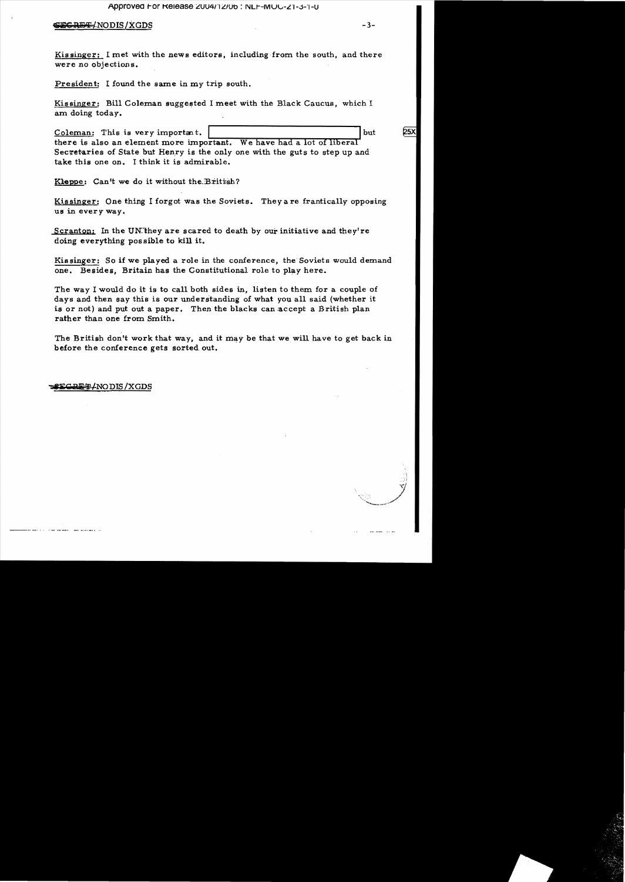Kissinger: I met with the news editors, including from the south, and there were no objections.

President: I found the same in my trip south.

Kissinger: Bill Coleman suggested I meet with the Black Caucus, which I am doing today.

Coleman: This is very important. [redacted] but there is also an element more important. We have had a lot of liberal Secretaries of State but Henry is the only one with the guts to step up and take this one on. I think it is admirable.

Kleppe: Can't we do it without the British?

Kissinger: One thing I forgot was the Soviets. They are frantically opposing us in every way.

Scranton: In the UN they are scared to death by our initiative and they're doing everything possible to kill it.

Kissinger: So if we played a role in the conference, the Soviets would demand one. Besides, Britain has the Constitutional role to play here.

The way I would do it is to call both sides in, listen to them for a couple of days and then say this is our understanding of what you all said (whether it is or not) and put out a paper. Then the blacks can accept a British plan rather than one from Smith.

The British don't work that way, and it may be that we will have to get back in before the conference gets sorted out.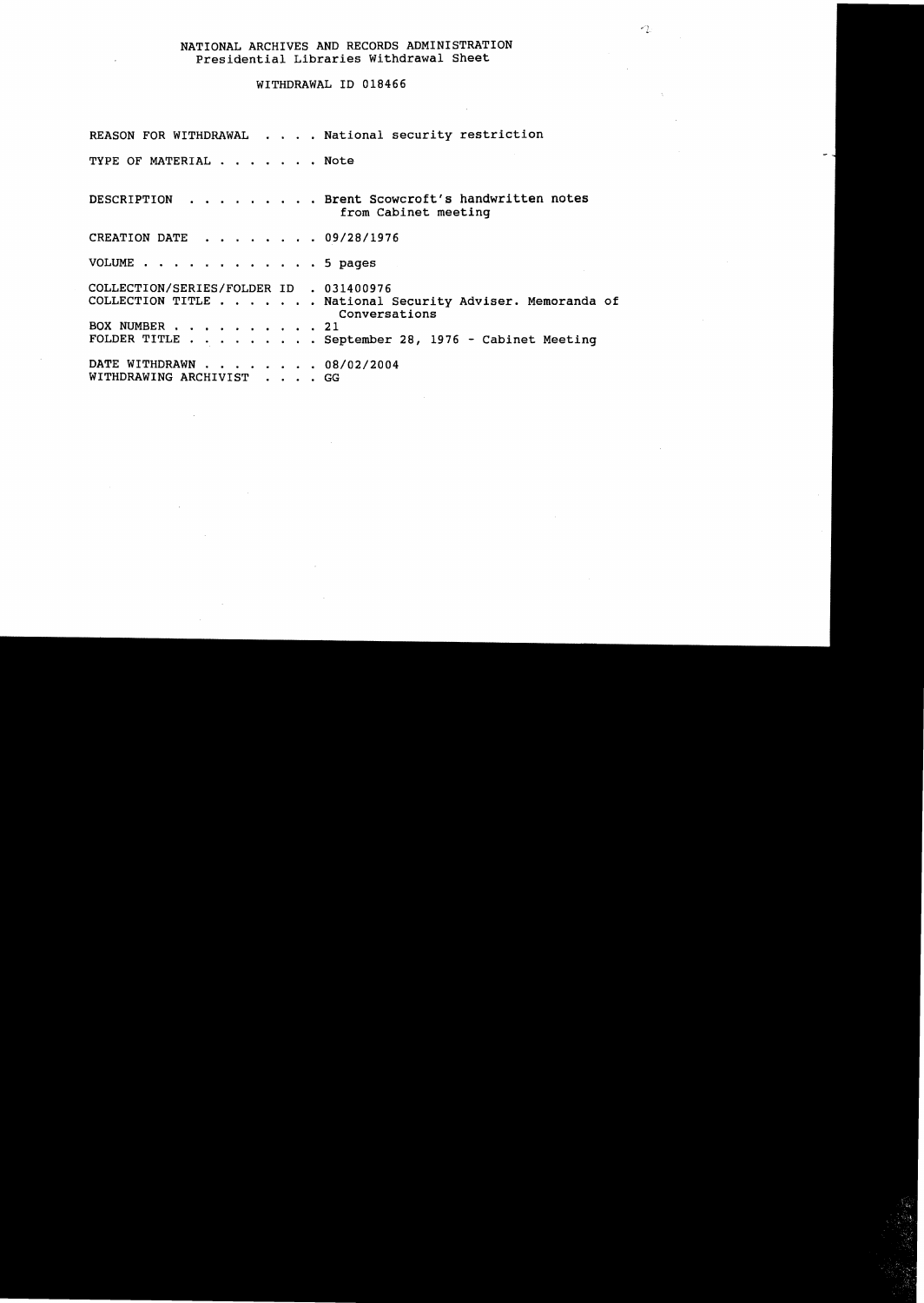NATIONAL ARCHIVES AND RECORDS ADMINISTRATION
Presidential Libraries Withdrawal Sheet

WITHDRAWAL ID 018466

REASON FOR WITHDRAWAL . . . . National security restriction

TYPE OF MATERIAL . . . . . . . Note

DESCRIPTION . . . . . . . . . Brent Scowcroft's handwritten notes from Cabinet meeting

CREATION DATE . . . . . . . . 09/28/1976

VOLUME . . . . . . . . . . . . 5 pages

COLLECTION/SERIES/FOLDER ID . 031400976
COLLECTION TITLE . . . . . . . National Security Adviser. Memoranda of Conversations
BOX NUMBER . . . . . . . . . . 21
FOLDER TITLE . . . . . . . . . September 28, 1976 - Cabinet Meeting

DATE WITHDRAWN . . . . . . . . 08/02/2004
WITHDRAWING ARCHIVIST . . . . GG